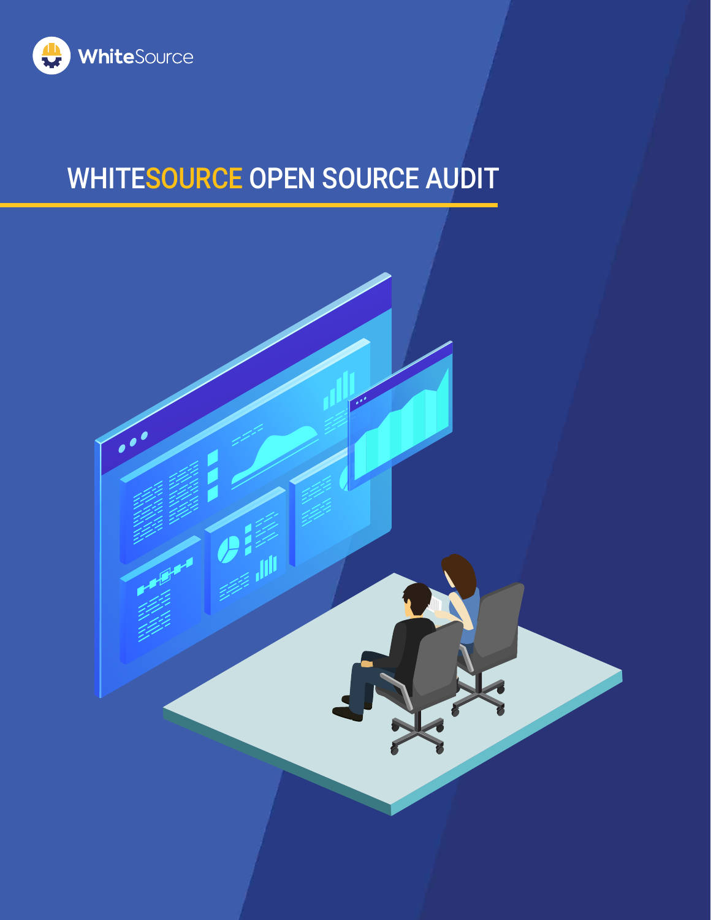WhiteSource

# WHITESOURCE OPEN SOURCE AUDIT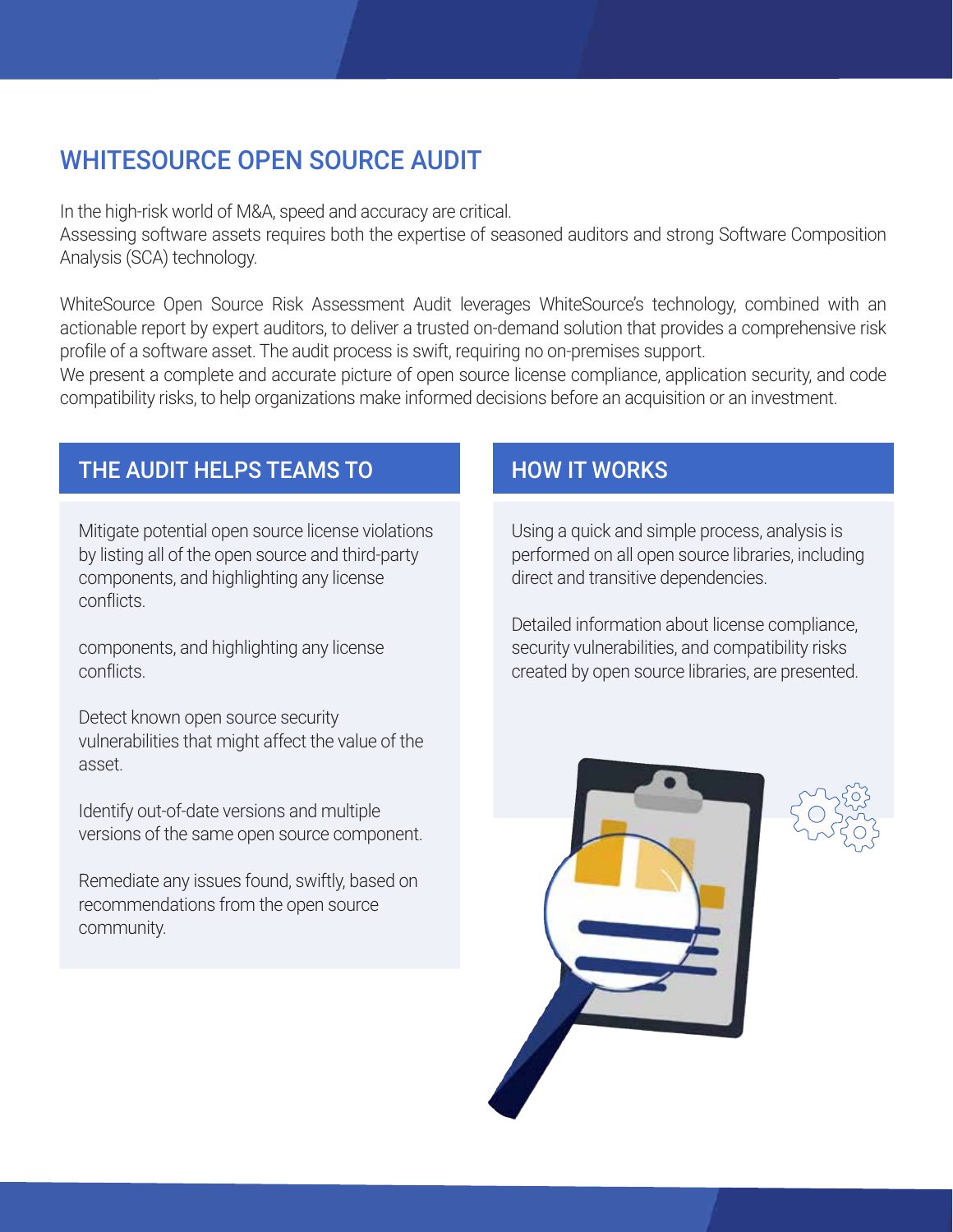# WHITESOURCE OPEN SOURCE AUDIT

In the high-risk world of M&A, speed and accuracy are critical.
Assessing software assets requires both the expertise of seasoned auditors and strong Software Composition Analysis (SCA) technology.

WhiteSource Open Source Risk Assessment Audit leverages WhiteSource's technology, combined with an actionable report by expert auditors, to deliver a trusted on-demand solution that provides a comprehensive risk profile of a software asset. The audit process is swift, requiring no on-premises support.
We present a complete and accurate picture of open source license compliance, application security, and code compatibility risks, to help organizations make informed decisions before an acquisition or an investment.

## THE AUDIT HELPS TEAMS TO

Mitigate potential open source license violations by listing all of the open source and third-party components, and highlighting any license conflicts.

components, and highlighting any license conflicts.

Detect known open source security vulnerabilities that might affect the value of the asset.

Identify out-of-date versions and multiple versions of the same open source component.

Remediate any issues found, swiftly, based on recommendations from the open source community.

## HOW IT WORKS

Using a quick and simple process, analysis is performed on all open source libraries, including direct and transitive dependencies.

Detailed information about license compliance, security vulnerabilities, and compatibility risks created by open source libraries, are presented.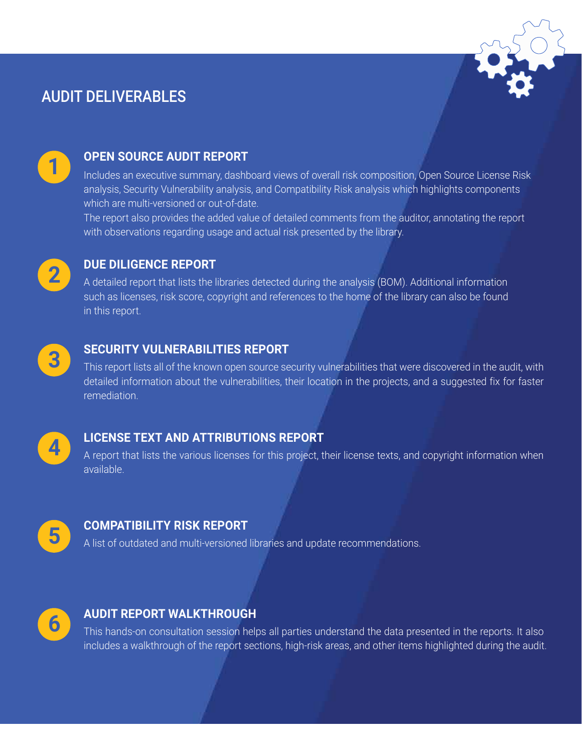# AUDIT DELIVERABLES

## 1. OPEN SOURCE AUDIT REPORT

Includes an executive summary, dashboard views of overall risk composition, Open Source License Risk analysis, Security Vulnerability analysis, and Compatibility Risk analysis which highlights components which are multi-versioned or out-of-date.

The report also provides the added value of detailed comments from the auditor, annotating the report with observations regarding usage and actual risk presented by the library.

## 2. DUE DILIGENCE REPORT

A detailed report that lists the libraries detected during the analysis (BOM). Additional information such as licenses, risk score, copyright and references to the home of the library can also be found in this report.

## 3. SECURITY VULNERABILITIES REPORT

This report lists all of the known open source security vulnerabilities that were discovered in the audit, with detailed information about the vulnerabilities, their location in the projects, and a suggested fix for faster remediation.

## 4. LICENSE TEXT AND ATTRIBUTIONS REPORT

A report that lists the various licenses for this project, their license texts, and copyright information when available.

## 5. COMPATIBILITY RISK REPORT

A list of outdated and multi-versioned libraries and update recommendations.

## 6. AUDIT REPORT WALKTHROUGH

This hands-on consultation session helps all parties understand the data presented in the reports. It also includes a walkthrough of the report sections, high-risk areas, and other items highlighted during the audit.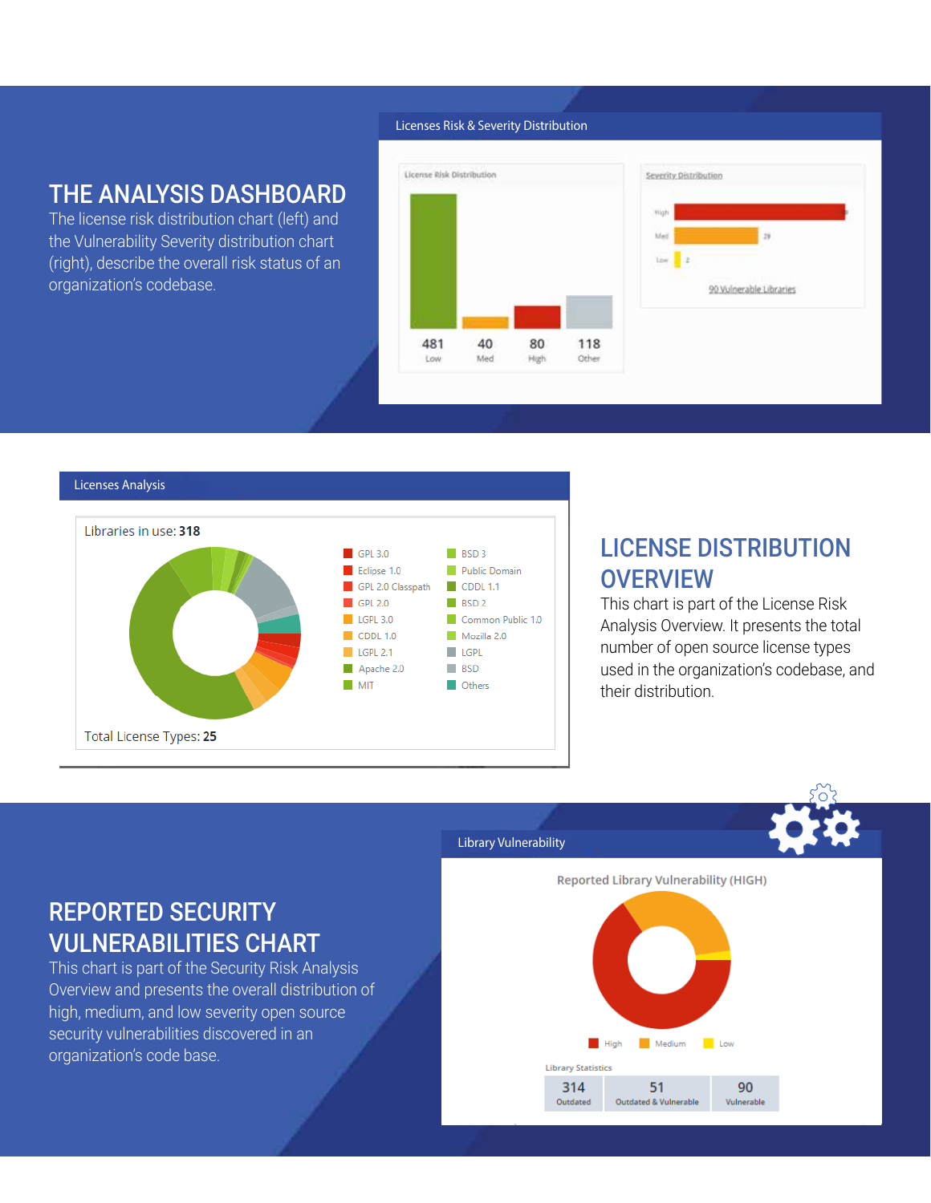# THE ANALYSIS DASHBOARD

The license risk distribution chart (left) and the Vulnerability Severity distribution chart (right), describe the overall risk status of an organization's codebase.

Licenses Risk & Severity Distribution

License Risk Distribution

481
Low

40
Med

80
High

118
Other

Severity Distribution

High
Med 29
Low 2

90 Vulnerable Libraries

Licenses Analysis

Libraries in use: **318**

GPL 3.0
Eclipse 1.0
GPL 2.0 Classpath
GPL 2.0
LGPL 3.0
CDDL 1.0
LGPL 2.1
Apache 2.0
MIT
BSD 3
Public Domain
CDDL 1.1
BSD 2
Common Public 1.0
Mozilla 2.0
LGPL
BSD
Others

Total License Types: **25**

# LICENSE DISTRIBUTION OVERVIEW

This chart is part of the License Risk Analysis Overview. It presents the total number of open source license types used in the organization's codebase, and their distribution.

# REPORTED SECURITY VULNERABILITIES CHART

This chart is part of the Security Risk Analysis Overview and presents the overall distribution of high, medium, and low severity open source security vulnerabilities discovered in an organization's code base.

Library Vulnerability

Reported Library Vulnerability (HIGH)

High
Medium
Low

Library Statistics

314
Outdated

51
Outdated & Vulnerable

90
Vulnerable